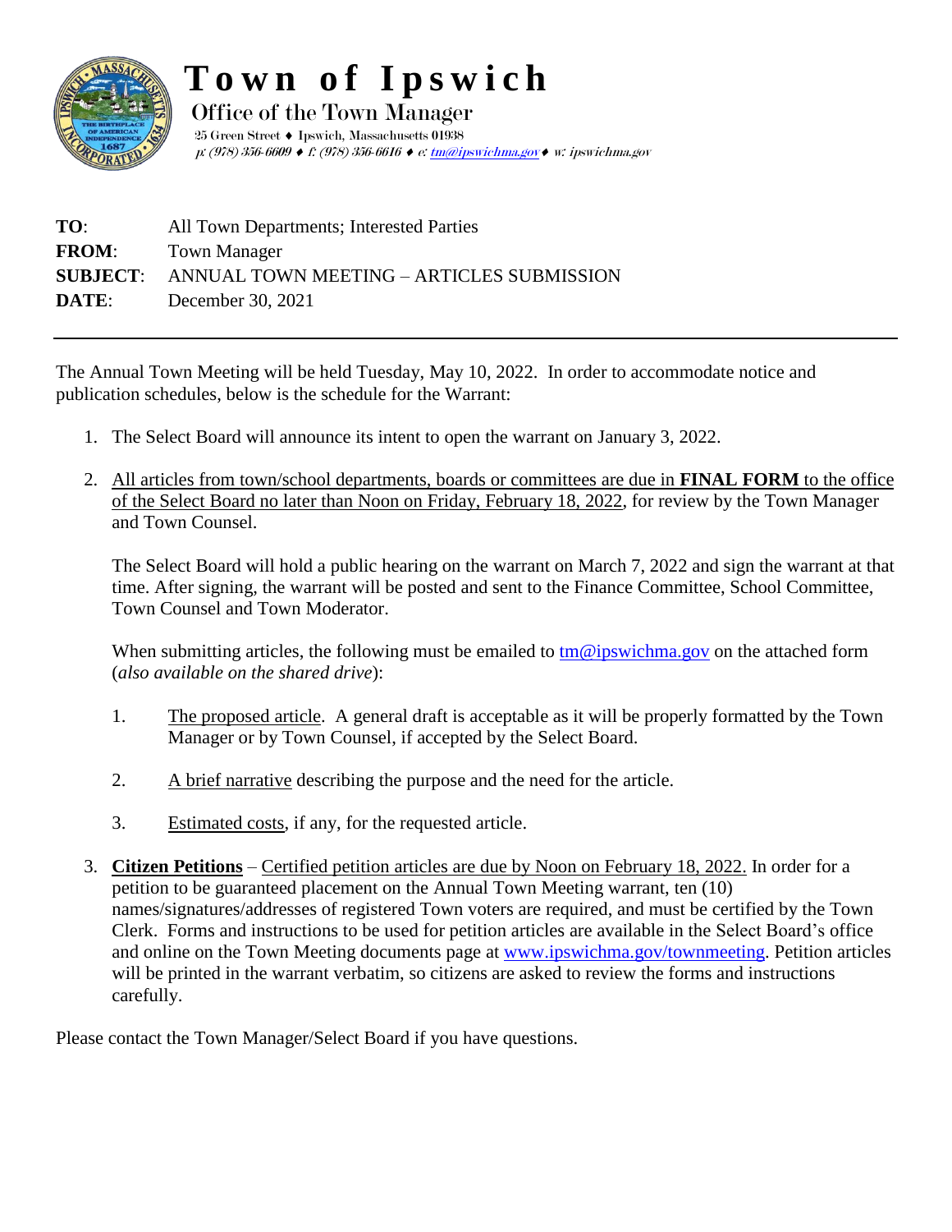# Town of Ipswich

**Office of the Town Manager**

25 Green Street ♦ Ipswich, Massachusetts 01938

*p: (978) 356-6609 ♦ f: (978) 356-6616 ♦ e: tm@ipswichma.gov ♦ w: ipswichma.gov*

---

**TO**: All Town Departments; Interested Parties

**FROM**: Town Manager

**SUBJECT**: ANNUAL TOWN MEETING – ARTICLES SUBMISSION

**DATE**: December 30, 2021

---

The Annual Town Meeting will be held Tuesday, May 10, 2022. In order to accommodate notice and publication schedules, below is the schedule for the Warrant:

1. The Select Board will announce its intent to open the warrant on January 3, 2022.

2. All articles from town/school departments, boards or committees are due in **FINAL FORM** to the office of the Select Board no later than Noon on Friday, February 18, 2022, for review by the Town Manager and Town Counsel.

   The Select Board will hold a public hearing on the warrant on March 7, 2022 and sign the warrant at that time. After signing, the warrant will be posted and sent to the Finance Committee, School Committee, Town Counsel and Town Moderator.

   When submitting articles, the following must be emailed to tm@ipswichma.gov on the attached form (*also available on the shared drive*):

   1. The proposed article. A general draft is acceptable as it will be properly formatted by the Town Manager or by Town Counsel, if accepted by the Select Board.

   2. A brief narrative describing the purpose and the need for the article.

   3. Estimated costs, if any, for the requested article.

3. **Citizen Petitions** – Certified petition articles are due by Noon on February 18, 2022. In order for a petition to be guaranteed placement on the Annual Town Meeting warrant, ten (10) names/signatures/addresses of registered Town voters are required, and must be certified by the Town Clerk. Forms and instructions to be used for petition articles are available in the Select Board's office and online on the Town Meeting documents page at www.ipswichma.gov/townmeeting. Petition articles will be printed in the warrant verbatim, so citizens are asked to review the forms and instructions carefully.

Please contact the Town Manager/Select Board if you have questions.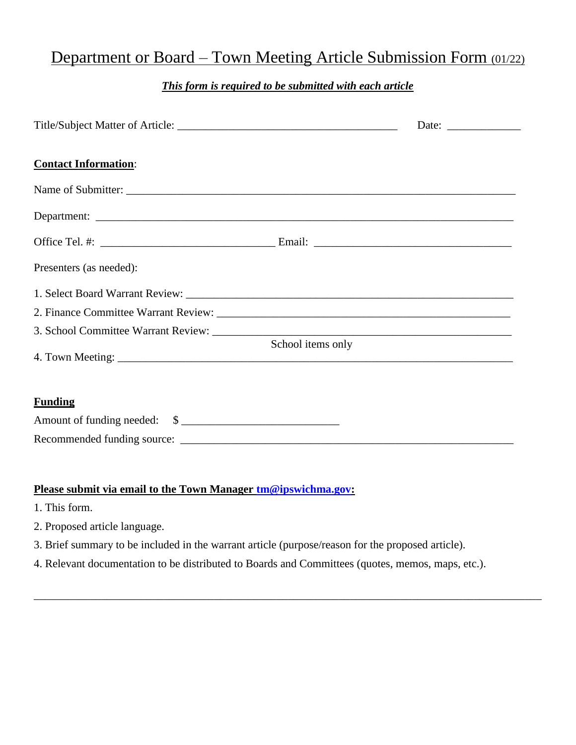# Department or Board – Town Meeting Article Submission Form (01/22)

***This form is required to be submitted with each article***

Title/Subject Matter of Article: ______________________________________ Date: ____________

**Contact Information**:

Name of Submitter: ____________________________________________________________________

Department: ________________________________________________________________________

Office Tel. #: ______________________________ Email: __________________________________

Presenters (as needed):

1. Select Board Warrant Review: ____________________________________________________
2. Finance Committee Warrant Review: _______________________________________________
3. School Committee Warrant Review: _______________________________________________ School items only
4. Town Meeting: ________________________________________________________________

**Funding**

Amount of funding needed: $ ___________________________

Recommended funding source: _________________________________________________________

**Please submit via email to the Town Manager tm@ipswichma.gov:**

1. This form.
2. Proposed article language.
3. Brief summary to be included in the warrant article (purpose/reason for the proposed article).
4. Relevant documentation to be distributed to Boards and Committees (quotes, memos, maps, etc.).

---